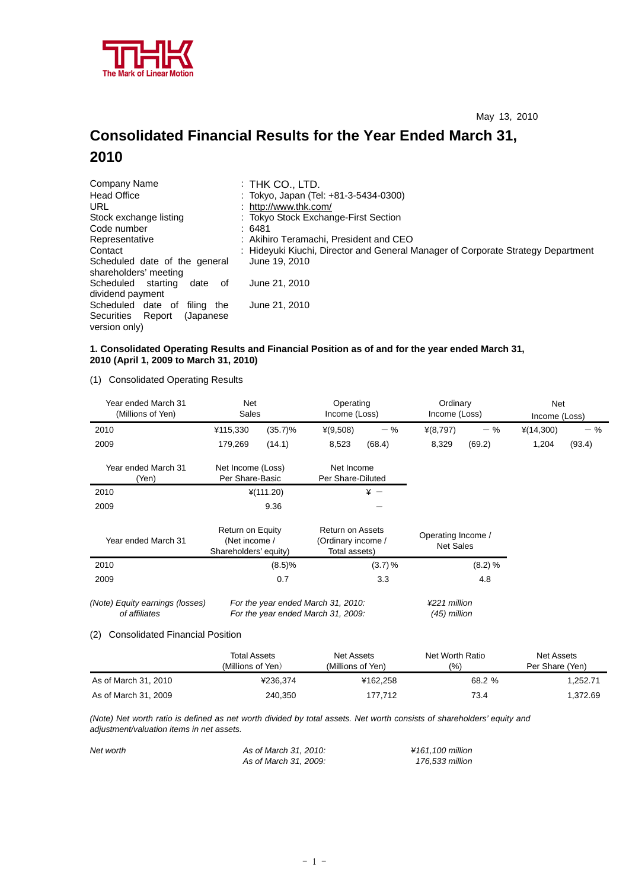THK
The Mark of Linear Motion

May 13, 2010

# Consolidated Financial Results for the Year Ended March 31, 2010

| | |
|---|---|
| Company Name | : THK CO., LTD. |
| Head Office | : Tokyo, Japan (Tel: +81-3-5434-0300) |
| URL | : http://www.thk.com/ |
| Stock exchange listing | : Tokyo Stock Exchange-First Section |
| Code number | : 6481 |
| Representative | : Akihiro Teramachi, President and CEO |
| Contact | : Hideyuki Kiuchi, Director and General Manager of Corporate Strategy Department |
| Scheduled date of the general shareholders' meeting | June 19, 2010 |
| Scheduled starting date of dividend payment | June 21, 2010 |
| Scheduled date of filing the Securities Report (Japanese version only) | June 21, 2010 |

**1. Consolidated Operating Results and Financial Position as of and for the year ended March 31, 2010 (April 1, 2009 to March 31, 2010)**

(1) Consolidated Operating Results

| Year ended March 31 (Millions of Yen) | Net Sales | | Operating Income (Loss) | | Ordinary Income (Loss) | | Net Income (Loss) | |
|---|---|---|---|---|---|---|---|---|
| 2010 | ¥115,330 | (35.7)% | ¥(9,508) | − % | ¥(8,797) | − % | ¥(14,300) | − % |
| 2009 | 179,269 | (14.1) | 8,523 | (68.4) | 8,329 | (69.2) | 1,204 | (93.4) |

| Year ended March 31 (Yen) | Net Income (Loss) Per Share-Basic | Net Income Per Share-Diluted |
|---|---|---|
| 2010 | ¥(111.20) | ¥ − |
| 2009 | 9.36 | − |

| Year ended March 31 | Return on Equity (Net income / Shareholders' equity) | Return on Assets (Ordinary income / Total assets) | Operating Income / Net Sales |
|---|---|---|---|
| 2010 | (8.5)% | (3.7) % | (8.2) % |
| 2009 | 0.7 | 3.3 | 4.8 |

*(Note) Equity earnings (losses) of affiliates*
*For the year ended March 31, 2010: ¥221 million*
*For the year ended March 31, 2009: (45) million*

(2) Consolidated Financial Position

| | Total Assets (Millions of Yen) | Net Assets (Millions of Yen) | Net Worth Ratio (%) | Net Assets Per Share (Yen) |
|---|---|---|---|---|
| As of March 31, 2010 | ¥236,374 | ¥162,258 | 68.2 % | 1,252.71 |
| As of March 31, 2009 | 240,350 | 177,712 | 73.4 | 1,372.69 |

*(Note) Net worth ratio is defined as net worth divided by total assets. Net worth consists of shareholders' equity and adjustment/valuation items in net assets.*

*Net worth*
*As of March 31, 2010: ¥161,100 million*
*As of March 31, 2009: 176,533 million*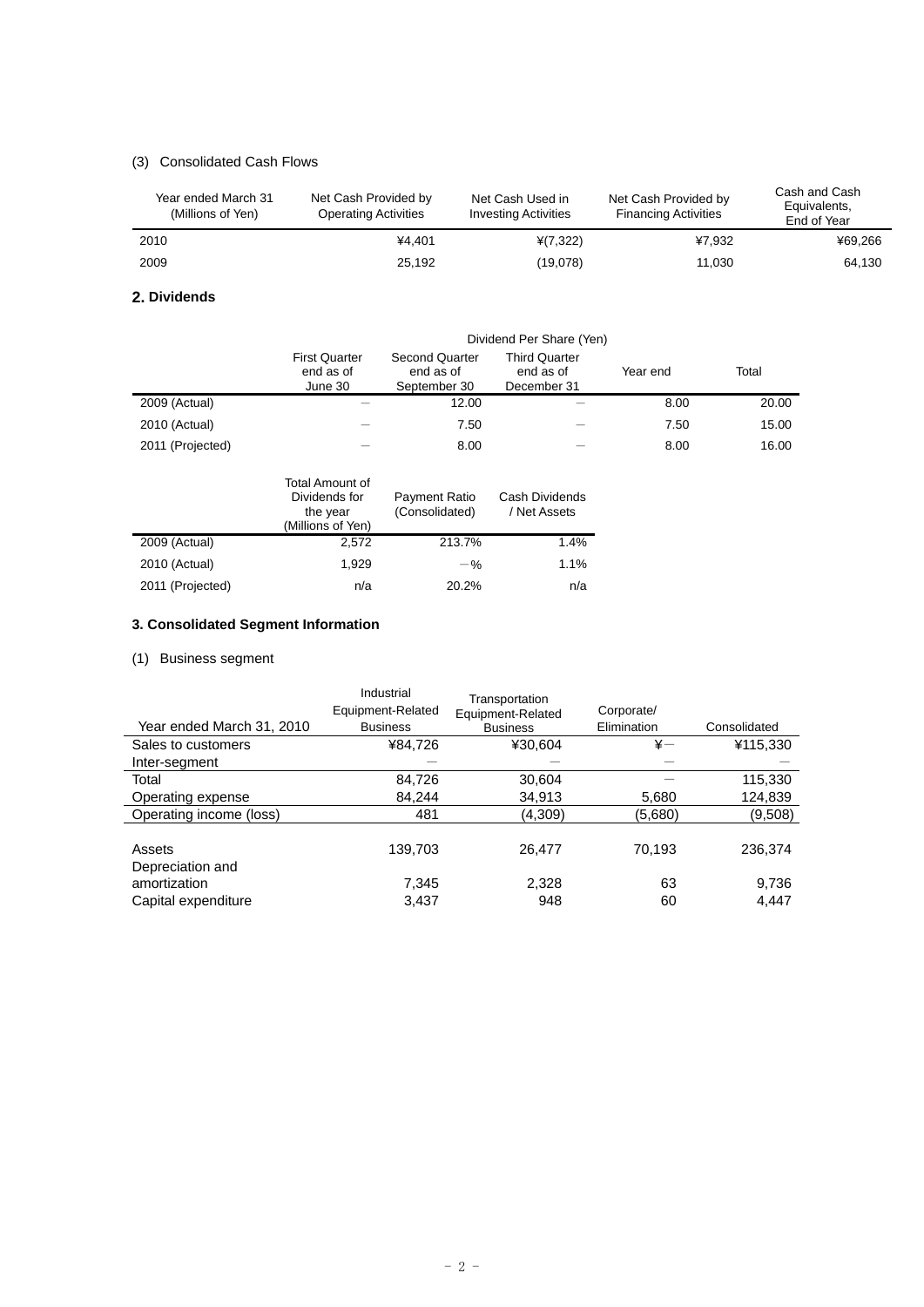(3) Consolidated Cash Flows

| Year ended March 31 (Millions of Yen) | Net Cash Provided by Operating Activities | Net Cash Used in Investing Activities | Net Cash Provided by Financing Activities | Cash and Cash Equivalents, End of Year |
|---|---|---|---|---|
| 2010 | ¥4,401 | ¥(7,322) | ¥7,932 | ¥69,266 |
| 2009 | 25,192 | (19,078) | 11,030 | 64,130 |

## 2. Dividends

| | Dividend Per Share (Yen) | | | | |
|---|---|---|---|---|---|
| | First Quarter end as of June 30 | Second Quarter end as of September 30 | Third Quarter end as of December 31 | Year end | Total |
| 2009 (Actual) | — | 12.00 | — | 8.00 | 20.00 |
| 2010 (Actual) | — | 7.50 | — | 7.50 | 15.00 |
| 2011 (Projected) | — | 8.00 | — | 8.00 | 16.00 |

| | Total Amount of Dividends for the year (Millions of Yen) | Payment Ratio (Consolidated) | Cash Dividends / Net Assets |
|---|---|---|---|
| 2009 (Actual) | 2,572 | 213.7% | 1.4% |
| 2010 (Actual) | 1,929 | －% | 1.1% |
| 2011 (Projected) | n/a | 20.2% | n/a |

## 3. Consolidated Segment Information

(1) Business segment

| Year ended March 31, 2010 | Industrial Equipment-Related Business | Transportation Equipment-Related Business | Corporate/ Elimination | Consolidated |
|---|---|---|---|---|
| Sales to customers | ¥84,726 | ¥30,604 | ¥－ | ¥115,330 |
| Inter-segment | — | — | — | — |
| Total | 84,726 | 30,604 | — | 115,330 |
| Operating expense | 84,244 | 34,913 | 5,680 | 124,839 |
| Operating income (loss) | 481 | (4,309) | (5,680) | (9,508) |
| Assets | 139,703 | 26,477 | 70,193 | 236,374 |
| Depreciation and amortization | 7,345 | 2,328 | 63 | 9,736 |
| Capital expenditure | 3,437 | 948 | 60 | 4,447 |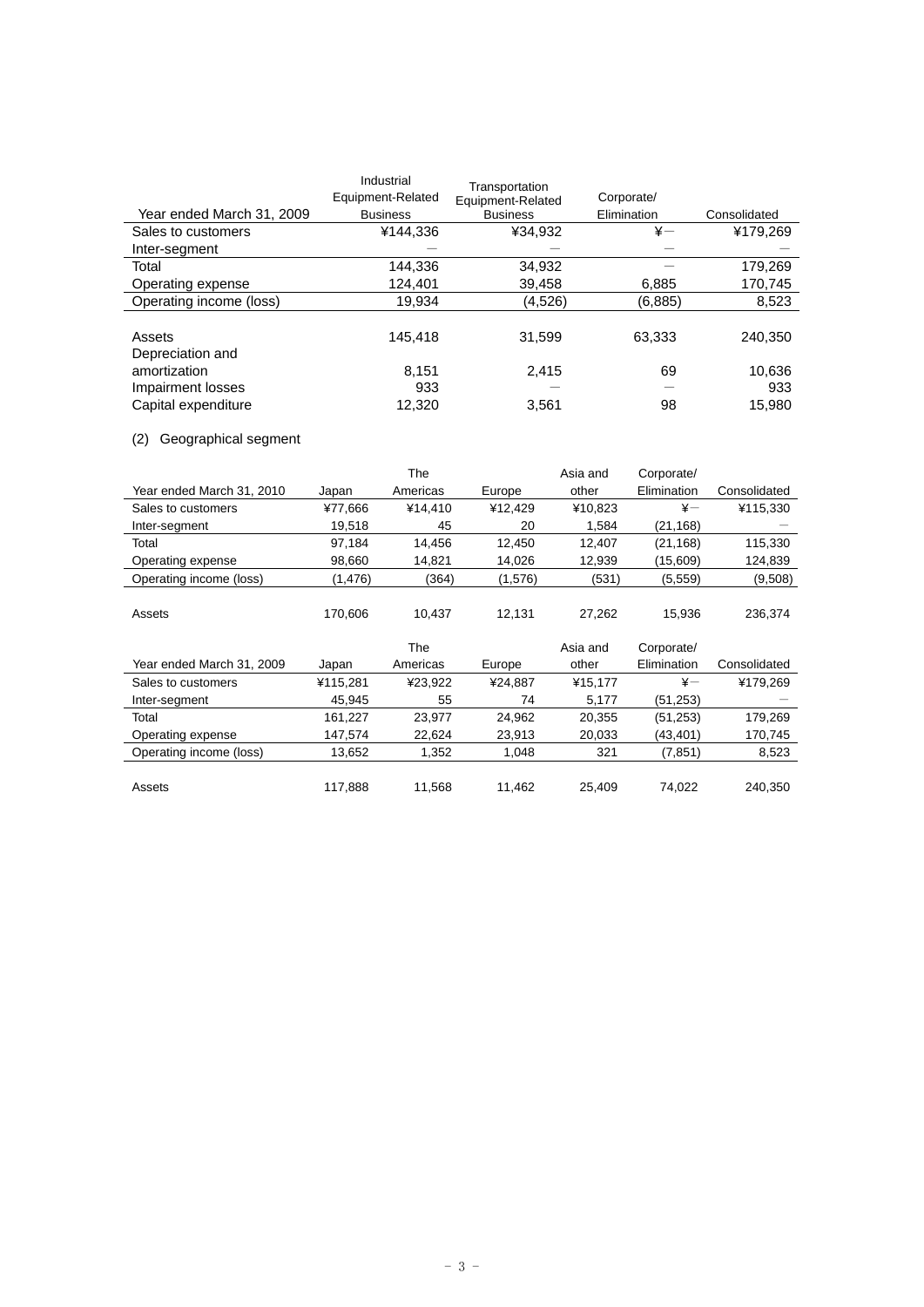| Year ended March 31, 2009 | Industrial Equipment-Related Business | Transportation Equipment-Related Business | Corporate/ Elimination | Consolidated |
|---|---|---|---|---|
| Sales to customers | ¥144,336 | ¥34,932 | ¥－ | ¥179,269 |
| Inter-segment | － | － | － | － |
| Total | 144,336 | 34,932 | － | 179,269 |
| Operating expense | 124,401 | 39,458 | 6,885 | 170,745 |
| Operating income (loss) | 19,934 | (4,526) | (6,885) | 8,523 |
| | | | | |
| Assets | 145,418 | 31,599 | 63,333 | 240,350 |
| Depreciation and amortization | 8,151 | 2,415 | 69 | 10,636 |
| Impairment losses | 933 | － | － | 933 |
| Capital expenditure | 12,320 | 3,561 | 98 | 15,980 |

(2) Geographical segment

| Year ended March 31, 2010 | Japan | The Americas | Europe | Asia and other | Corporate/ Elimination | Consolidated |
|---|---|---|---|---|---|---|
| Sales to customers | ¥77,666 | ¥14,410 | ¥12,429 | ¥10,823 | ¥－ | ¥115,330 |
| Inter-segment | 19,518 | 45 | 20 | 1,584 | (21,168) | － |
| Total | 97,184 | 14,456 | 12,450 | 12,407 | (21,168) | 115,330 |
| Operating expense | 98,660 | 14,821 | 14,026 | 12,939 | (15,609) | 124,839 |
| Operating income (loss) | (1,476) | (364) | (1,576) | (531) | (5,559) | (9,508) |
| | | | | | | |
| Assets | 170,606 | 10,437 | 12,131 | 27,262 | 15,936 | 236,374 |

| Year ended March 31, 2009 | Japan | The Americas | Europe | Asia and other | Corporate/ Elimination | Consolidated |
|---|---|---|---|---|---|---|
| Sales to customers | ¥115,281 | ¥23,922 | ¥24,887 | ¥15,177 | ¥－ | ¥179,269 |
| Inter-segment | 45,945 | 55 | 74 | 5,177 | (51,253) | － |
| Total | 161,227 | 23,977 | 24,962 | 20,355 | (51,253) | 179,269 |
| Operating expense | 147,574 | 22,624 | 23,913 | 20,033 | (43,401) | 170,745 |
| Operating income (loss) | 13,652 | 1,352 | 1,048 | 321 | (7,851) | 8,523 |
| | | | | | | |
| Assets | 117,888 | 11,568 | 11,462 | 25,409 | 74,022 | 240,350 |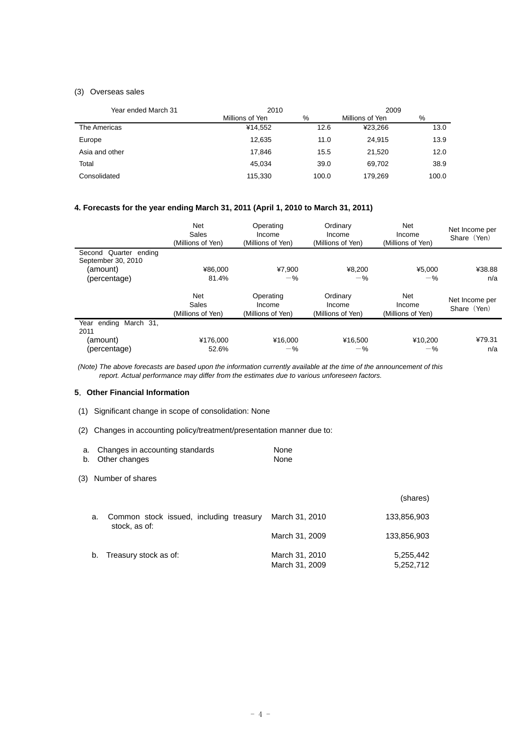(3) Overseas sales

| Year ended March 31 | 2010 | | 2009 | |
|---|---|---|---|---|
| | Millions of Yen | % | Millions of Yen | % |
| The Americas | ¥14,552 | 12.6 | ¥23,266 | 13.0 |
| Europe | 12,635 | 11.0 | 24,915 | 13.9 |
| Asia and other | 17,846 | 15.5 | 21,520 | 12.0 |
| Total | 45,034 | 39.0 | 69,702 | 38.9 |
| Consolidated | 115,330 | 100.0 | 179,269 | 100.0 |

**4. Forecasts for the year ending March 31, 2011 (April 1, 2010 to March 31, 2011)**

| | Net Sales (Millions of Yen) | Operating Income (Millions of Yen) | Ordinary Income (Millions of Yen) | Net Income (Millions of Yen) | Net Income per Share (Yen) |
|---|---|---|---|---|---|
| Second Quarter ending September 30, 2010 | | | | | |
| (amount) | ¥86,000 | ¥7,900 | ¥8,200 | ¥5,000 | ¥38.88 |
| (percentage) | 81.4% | －% | －% | －% | n/a |

| | Net Sales (Millions of Yen) | Operating Income (Millions of Yen) | Ordinary Income (Millions of Yen) | Net Income (Millions of Yen) | Net Income per Share (Yen) |
|---|---|---|---|---|---|
| Year ending March 31, 2011 | | | | | |
| (amount) | ¥176,000 | ¥16,000 | ¥16,500 | ¥10,200 | ¥79.31 |
| (percentage) | 52.6% | －% | －% | －% | n/a |

*(Note) The above forecasts are based upon the information currently available at the time of the announcement of this report. Actual performance may differ from the estimates due to various unforeseen factors.*

**5. Other Financial Information**

(1) Significant change in scope of consolidation: None

(2) Changes in accounting policy/treatment/presentation manner due to:

a. Changes in accounting standards None
b. Other changes None

(3) Number of shares

| | | (shares) |
|---|---|---|
| a. Common stock issued, including treasury stock, as of: | March 31, 2010 | 133,856,903 |
| | March 31, 2009 | 133,856,903 |
| b. Treasury stock as of: | March 31, 2010 | 5,255,442 |
| | March 31, 2009 | 5,252,712 |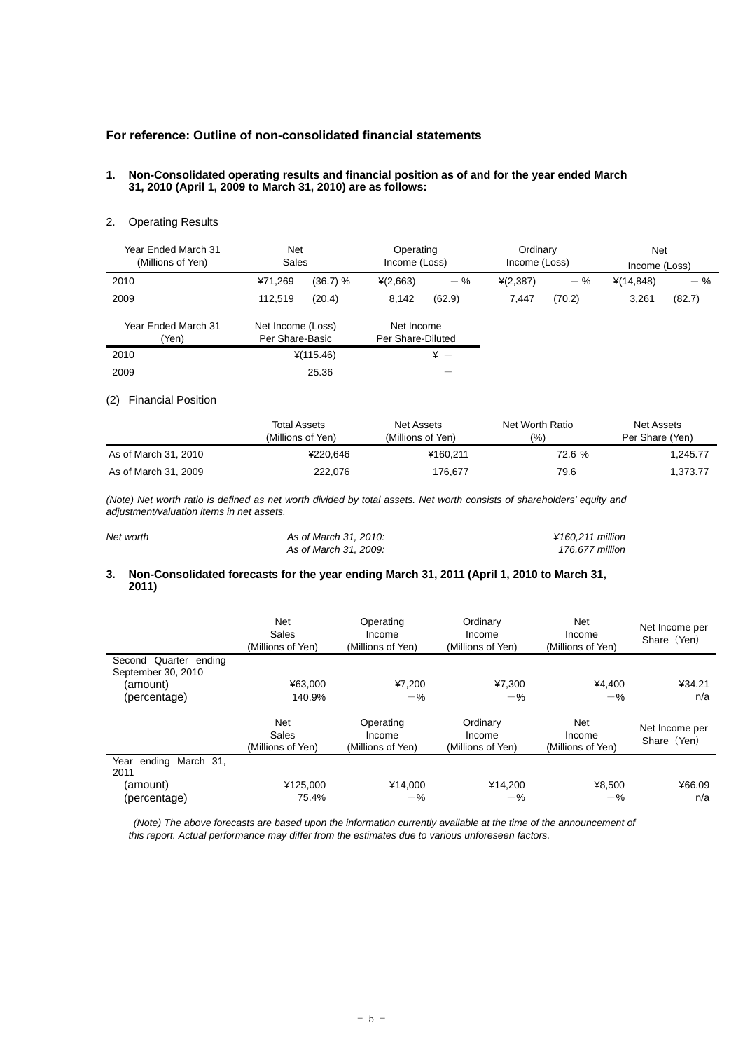**For reference: Outline of non-consolidated financial statements**

**1. Non-Consolidated operating results and financial position as of and for the year ended March 31, 2010 (April 1, 2009 to March 31, 2010) are as follows:**

2. Operating Results

| Year Ended March 31 (Millions of Yen) | Net Sales | | Operating Income (Loss) | | Ordinary Income (Loss) | | Net Income (Loss) | |
|---|---|---|---|---|---|---|---|---|
| 2010 | ¥71,269 | (36.7) % | ¥(2,663) | － % | ¥(2,387) | － % | ¥(14,848) | － % |
| 2009 | 112,519 | (20.4) | 8,142 | (62.9) | 7,447 | (70.2) | 3,261 | (82.7) |

| Year Ended March 31 (Yen) | Net Income (Loss) Per Share-Basic | Net Income Per Share-Diluted |
|---|---|---|
| 2010 | ¥(115.46) | ¥ － |
| 2009 | 25.36 | － |

(2) Financial Position

| | Total Assets (Millions of Yen) | Net Assets (Millions of Yen) | Net Worth Ratio (%) | Net Assets Per Share (Yen) |
|---|---|---|---|---|
| As of March 31, 2010 | ¥220,646 | ¥160,211 | 72.6 % | 1,245.77 |
| As of March 31, 2009 | 222,076 | 176,677 | 79.6 | 1,373.77 |

*(Note) Net worth ratio is defined as net worth divided by total assets. Net worth consists of shareholders' equity and adjustment/valuation items in net assets.*

| *Net worth* | *As of March 31, 2010:* | *¥160,211 million* |
|---|---|---|
| | *As of March 31, 2009:* | *176,677 million* |

**3. Non-Consolidated forecasts for the year ending March 31, 2011 (April 1, 2010 to March 31, 2011)**

| | Net Sales (Millions of Yen) | Operating Income (Millions of Yen) | Ordinary Income (Millions of Yen) | Net Income (Millions of Yen) | Net Income per Share（Yen） |
|---|---|---|---|---|---|
| Second Quarter ending September 30, 2010 | | | | | |
| (amount) | ¥63,000 | ¥7,200 | ¥7,300 | ¥4,400 | ¥34.21 |
| (percentage) | 140.9% | －% | －% | －% | n/a |

| | Net Sales (Millions of Yen) | Operating Income (Millions of Yen) | Ordinary Income (Millions of Yen) | Net Income (Millions of Yen) | Net Income per Share（Yen） |
|---|---|---|---|---|---|
| Year ending March 31, 2011 | | | | | |
| (amount) | ¥125,000 | ¥14,000 | ¥14,200 | ¥8,500 | ¥66.09 |
| (percentage) | 75.4% | －% | －% | －% | n/a |

*(Note) The above forecasts are based upon the information currently available at the time of the announcement of this report. Actual performance may differ from the estimates due to various unforeseen factors.*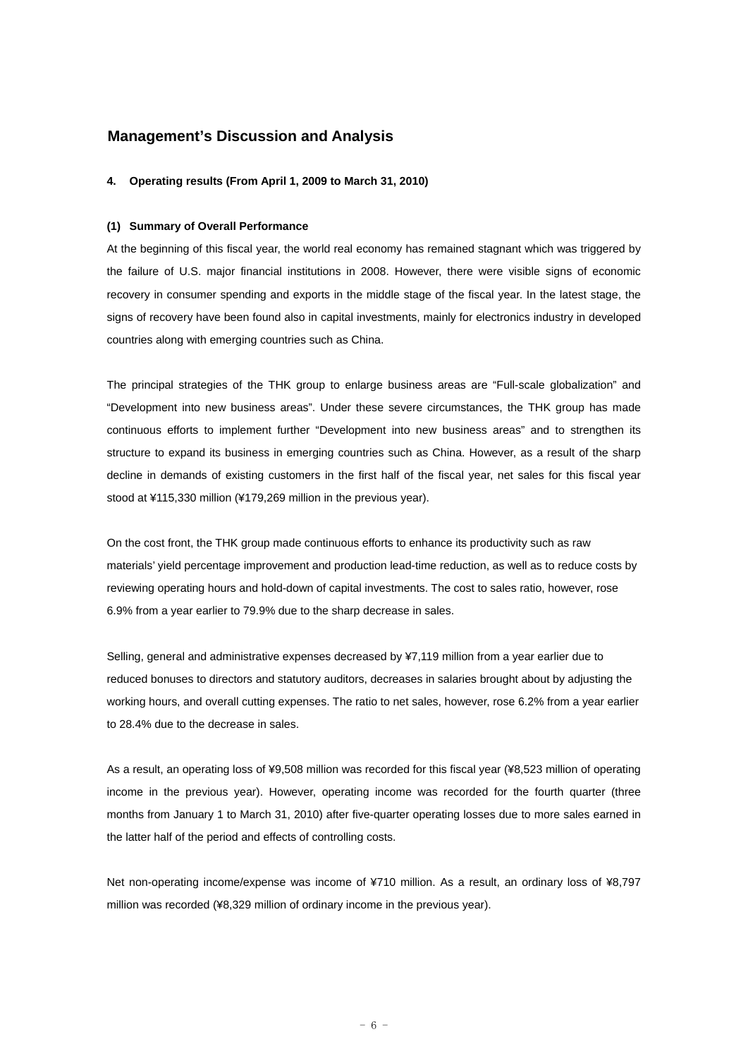## Management's Discussion and Analysis

### 4. Operating results (From April 1, 2009 to March 31, 2010)

#### (1) Summary of Overall Performance

At the beginning of this fiscal year, the world real economy has remained stagnant which was triggered by the failure of U.S. major financial institutions in 2008. However, there were visible signs of economic recovery in consumer spending and exports in the middle stage of the fiscal year. In the latest stage, the signs of recovery have been found also in capital investments, mainly for electronics industry in developed countries along with emerging countries such as China.

The principal strategies of the THK group to enlarge business areas are "Full-scale globalization" and "Development into new business areas". Under these severe circumstances, the THK group has made continuous efforts to implement further "Development into new business areas" and to strengthen its structure to expand its business in emerging countries such as China. However, as a result of the sharp decline in demands of existing customers in the first half of the fiscal year, net sales for this fiscal year stood at ¥115,330 million (¥179,269 million in the previous year).

On the cost front, the THK group made continuous efforts to enhance its productivity such as raw materials' yield percentage improvement and production lead-time reduction, as well as to reduce costs by reviewing operating hours and hold-down of capital investments. The cost to sales ratio, however, rose 6.9% from a year earlier to 79.9% due to the sharp decrease in sales.

Selling, general and administrative expenses decreased by ¥7,119 million from a year earlier due to reduced bonuses to directors and statutory auditors, decreases in salaries brought about by adjusting the working hours, and overall cutting expenses. The ratio to net sales, however, rose 6.2% from a year earlier to 28.4% due to the decrease in sales.

As a result, an operating loss of ¥9,508 million was recorded for this fiscal year (¥8,523 million of operating income in the previous year). However, operating income was recorded for the fourth quarter (three months from January 1 to March 31, 2010) after five-quarter operating losses due to more sales earned in the latter half of the period and effects of controlling costs.

Net non-operating income/expense was income of ¥710 million. As a result, an ordinary loss of ¥8,797 million was recorded (¥8,329 million of ordinary income in the previous year).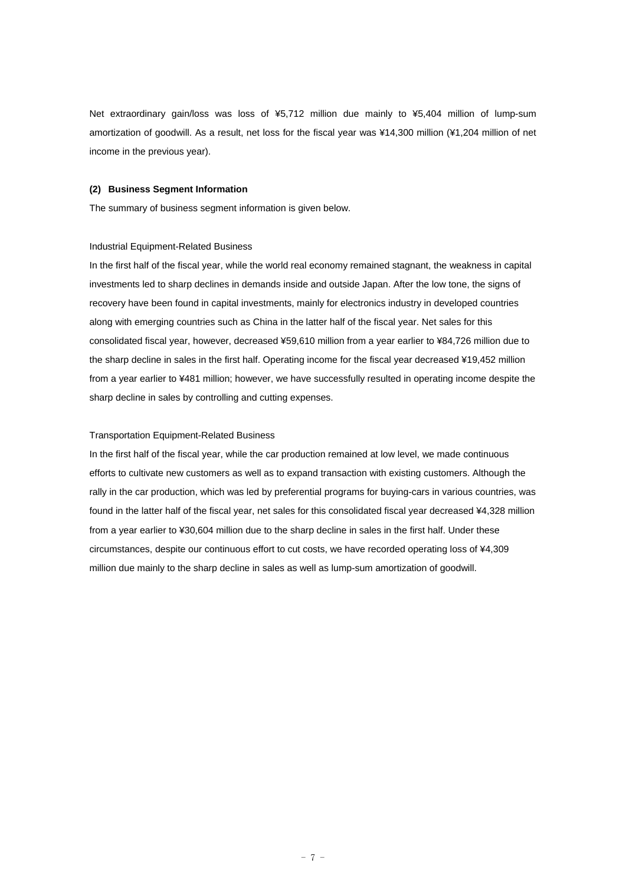Net extraordinary gain/loss was loss of ¥5,712 million due mainly to ¥5,404 million of lump-sum amortization of goodwill. As a result, net loss for the fiscal year was ¥14,300 million (¥1,204 million of net income in the previous year).

### (2) Business Segment Information

The summary of business segment information is given below.

Industrial Equipment-Related Business

In the first half of the fiscal year, while the world real economy remained stagnant, the weakness in capital investments led to sharp declines in demands inside and outside Japan. After the low tone, the signs of recovery have been found in capital investments, mainly for electronics industry in developed countries along with emerging countries such as China in the latter half of the fiscal year. Net sales for this consolidated fiscal year, however, decreased ¥59,610 million from a year earlier to ¥84,726 million due to the sharp decline in sales in the first half. Operating income for the fiscal year decreased ¥19,452 million from a year earlier to ¥481 million; however, we have successfully resulted in operating income despite the sharp decline in sales by controlling and cutting expenses.

Transportation Equipment-Related Business

In the first half of the fiscal year, while the car production remained at low level, we made continuous efforts to cultivate new customers as well as to expand transaction with existing customers. Although the rally in the car production, which was led by preferential programs for buying-cars in various countries, was found in the latter half of the fiscal year, net sales for this consolidated fiscal year decreased ¥4,328 million from a year earlier to ¥30,604 million due to the sharp decline in sales in the first half. Under these circumstances, despite our continuous effort to cut costs, we have recorded operating loss of ¥4,309 million due mainly to the sharp decline in sales as well as lump-sum amortization of goodwill.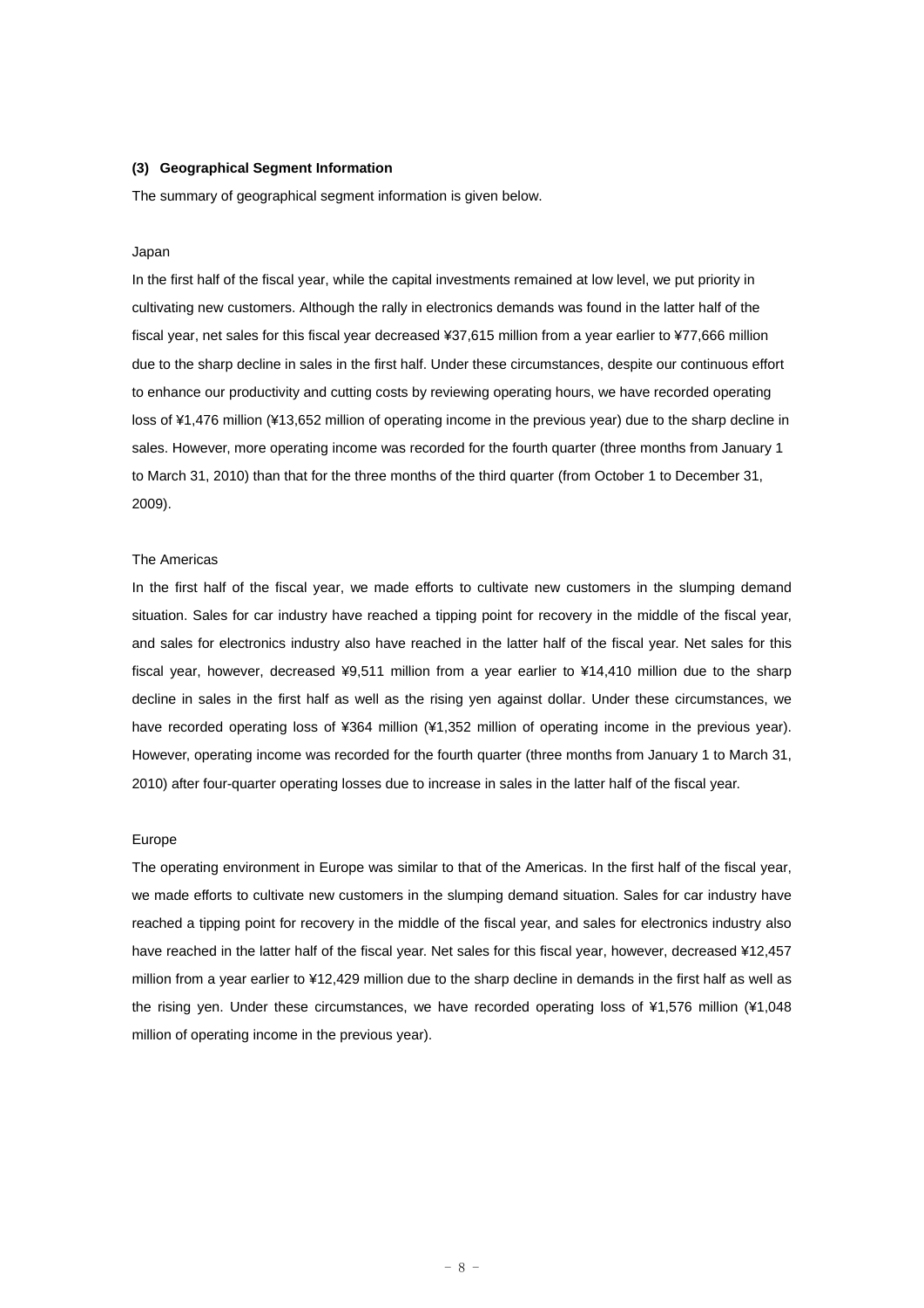### (3) Geographical Segment Information

The summary of geographical segment information is given below.

Japan

In the first half of the fiscal year, while the capital investments remained at low level, we put priority in cultivating new customers. Although the rally in electronics demands was found in the latter half of the fiscal year, net sales for this fiscal year decreased ¥37,615 million from a year earlier to ¥77,666 million due to the sharp decline in sales in the first half. Under these circumstances, despite our continuous effort to enhance our productivity and cutting costs by reviewing operating hours, we have recorded operating loss of ¥1,476 million (¥13,652 million of operating income in the previous year) due to the sharp decline in sales. However, more operating income was recorded for the fourth quarter (three months from January 1 to March 31, 2010) than that for the three months of the third quarter (from October 1 to December 31, 2009).

The Americas

In the first half of the fiscal year, we made efforts to cultivate new customers in the slumping demand situation. Sales for car industry have reached a tipping point for recovery in the middle of the fiscal year, and sales for electronics industry also have reached in the latter half of the fiscal year. Net sales for this fiscal year, however, decreased ¥9,511 million from a year earlier to ¥14,410 million due to the sharp decline in sales in the first half as well as the rising yen against dollar. Under these circumstances, we have recorded operating loss of ¥364 million (¥1,352 million of operating income in the previous year). However, operating income was recorded for the fourth quarter (three months from January 1 to March 31, 2010) after four-quarter operating losses due to increase in sales in the latter half of the fiscal year.

Europe

The operating environment in Europe was similar to that of the Americas. In the first half of the fiscal year, we made efforts to cultivate new customers in the slumping demand situation. Sales for car industry have reached a tipping point for recovery in the middle of the fiscal year, and sales for electronics industry also have reached in the latter half of the fiscal year. Net sales for this fiscal year, however, decreased ¥12,457 million from a year earlier to ¥12,429 million due to the sharp decline in demands in the first half as well as the rising yen. Under these circumstances, we have recorded operating loss of ¥1,576 million (¥1,048 million of operating income in the previous year).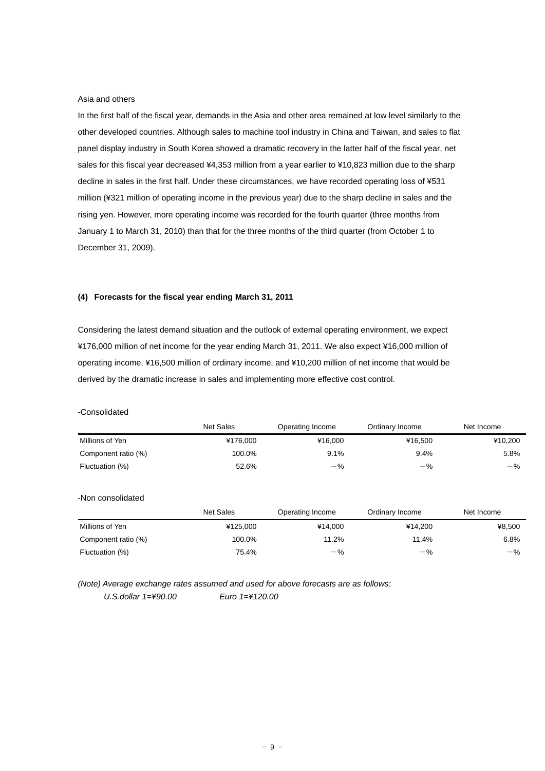Asia and others

In the first half of the fiscal year, demands in the Asia and other area remained at low level similarly to the other developed countries. Although sales to machine tool industry in China and Taiwan, and sales to flat panel display industry in South Korea showed a dramatic recovery in the latter half of the fiscal year, net sales for this fiscal year decreased ¥4,353 million from a year earlier to ¥10,823 million due to the sharp decline in sales in the first half. Under these circumstances, we have recorded operating loss of ¥531 million (¥321 million of operating income in the previous year) due to the sharp decline in sales and the rising yen. However, more operating income was recorded for the fourth quarter (three months from January 1 to March 31, 2010) than that for the three months of the third quarter (from October 1 to December 31, 2009).

**(4) Forecasts for the fiscal year ending March 31, 2011**

Considering the latest demand situation and the outlook of external operating environment, we expect ¥176,000 million of net income for the year ending March 31, 2011. We also expect ¥16,000 million of operating income, ¥16,500 million of ordinary income, and ¥10,200 million of net income that would be derived by the dramatic increase in sales and implementing more effective cost control.

-Consolidated

| | Net Sales | Operating Income | Ordinary Income | Net Income |
|---|---|---|---|---|
| Millions of Yen | ¥176,000 | ¥16,000 | ¥16,500 | ¥10,200 |
| Component ratio (%) | 100.0% | 9.1% | 9.4% | 5.8% |
| Fluctuation (%) | 52.6% | －% | －% | －% |

-Non consolidated

| | Net Sales | Operating Income | Ordinary Income | Net Income |
|---|---|---|---|---|
| Millions of Yen | ¥125,000 | ¥14,000 | ¥14,200 | ¥8,500 |
| Component ratio (%) | 100.0% | 11.2% | 11.4% | 6.8% |
| Fluctuation (%) | 75.4% | －% | －% | －% |

*(Note) Average exchange rates assumed and used for above forecasts are as follows:*

*U.S.dollar 1=¥90.00 Euro 1=¥120.00*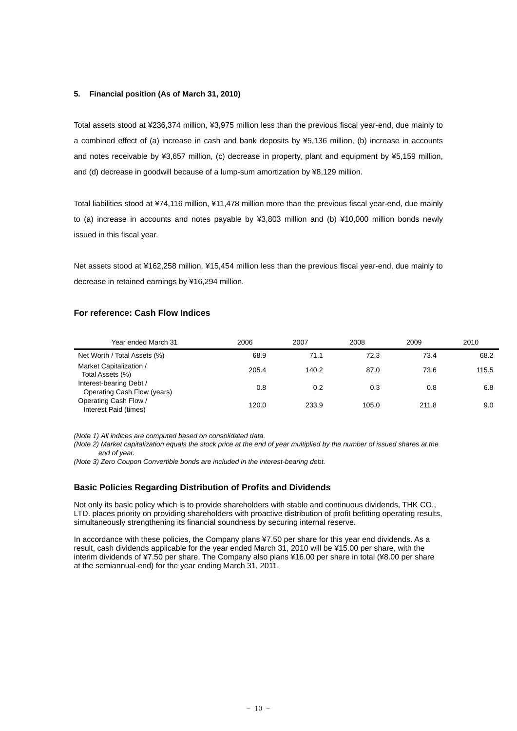### 5. Financial position (As of March 31, 2010)

Total assets stood at ¥236,374 million, ¥3,975 million less than the previous fiscal year-end, due mainly to a combined effect of (a) increase in cash and bank deposits by ¥5,136 million, (b) increase in accounts and notes receivable by ¥3,657 million, (c) decrease in property, plant and equipment by ¥5,159 million, and (d) decrease in goodwill because of a lump-sum amortization by ¥8,129 million.

Total liabilities stood at ¥74,116 million, ¥11,478 million more than the previous fiscal year-end, due mainly to (a) increase in accounts and notes payable by ¥3,803 million and (b) ¥10,000 million bonds newly issued in this fiscal year.

Net assets stood at ¥162,258 million, ¥15,454 million less than the previous fiscal year-end, due mainly to decrease in retained earnings by ¥16,294 million.

### For reference: Cash Flow Indices

| Year ended March 31 | 2006 | 2007 | 2008 | 2009 | 2010 |
|---|---|---|---|---|---|
| Net Worth / Total Assets (%) | 68.9 | 71.1 | 72.3 | 73.4 | 68.2 |
| Market Capitalization / Total Assets (%) | 205.4 | 140.2 | 87.0 | 73.6 | 115.5 |
| Interest-bearing Debt / Operating Cash Flow (years) | 0.8 | 0.2 | 0.3 | 0.8 | 6.8 |
| Operating Cash Flow / Interest Paid (times) | 120.0 | 233.9 | 105.0 | 211.8 | 9.0 |

*(Note 1) All indices are computed based on consolidated data.*

*(Note 2) Market capitalization equals the stock price at the end of year multiplied by the number of issued shares at the end of year.*

*(Note 3) Zero Coupon Convertible bonds are included in the interest-bearing debt.*

### Basic Policies Regarding Distribution of Profits and Dividends

Not only its basic policy which is to provide shareholders with stable and continuous dividends, THK CO., LTD. places priority on providing shareholders with proactive distribution of profit befitting operating results, simultaneously strengthening its financial soundness by securing internal reserve.

In accordance with these policies, the Company plans ¥7.50 per share for this year end dividends. As a result, cash dividends applicable for the year ended March 31, 2010 will be ¥15.00 per share, with the interim dividends of ¥7.50 per share. The Company also plans ¥16.00 per share in total (¥8.00 per share at the semiannual-end) for the year ending March 31, 2011.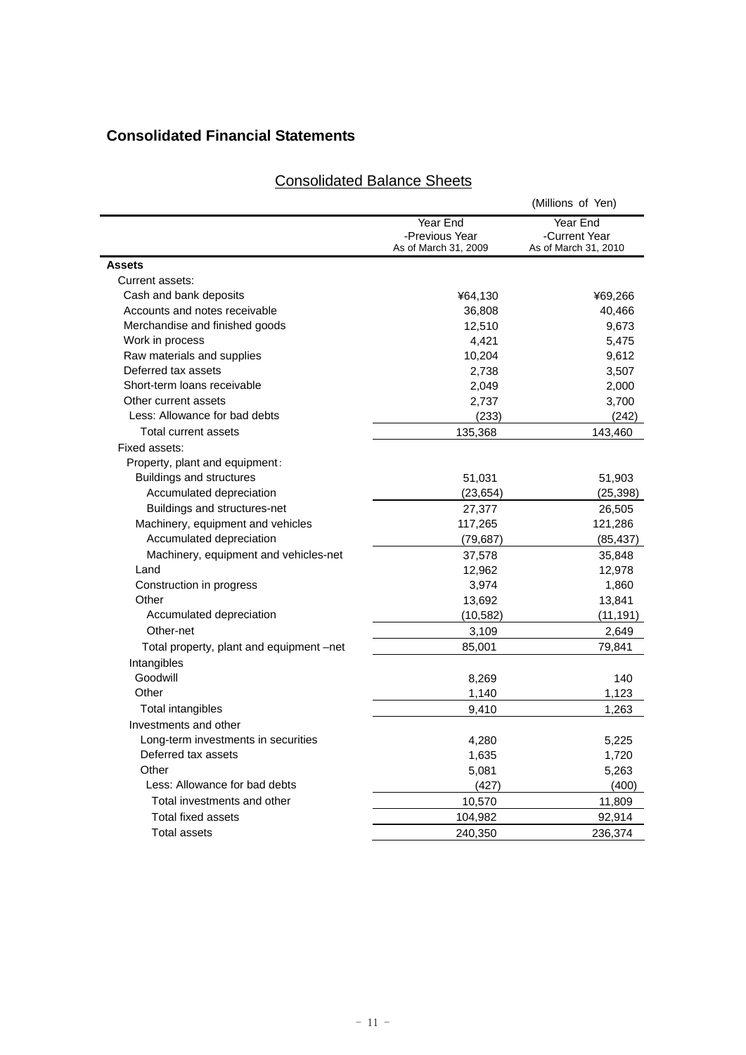## Consolidated Financial Statements

### Consolidated Balance Sheets

(Millions of Yen)

| | Year End -Previous Year As of March 31, 2009 | Year End -Current Year As of March 31, 2010 |
|---|---|---|
| **Assets** | | |
| Current assets: | | |
| Cash and bank deposits | ¥64,130 | ¥69,266 |
| Accounts and notes receivable | 36,808 | 40,466 |
| Merchandise and finished goods | 12,510 | 9,673 |
| Work in process | 4,421 | 5,475 |
| Raw materials and supplies | 10,204 | 9,612 |
| Deferred tax assets | 2,738 | 3,507 |
| Short-term loans receivable | 2,049 | 2,000 |
| Other current assets | 2,737 | 3,700 |
| Less: Allowance for bad debts | (233) | (242) |
| Total current assets | 135,368 | 143,460 |
| Fixed assets: | | |
| Property, plant and equipment: | | |
| Buildings and structures | 51,031 | 51,903 |
| Accumulated depreciation | (23,654) | (25,398) |
| Buildings and structures-net | 27,377 | 26,505 |
| Machinery, equipment and vehicles | 117,265 | 121,286 |
| Accumulated depreciation | (79,687) | (85,437) |
| Machinery, equipment and vehicles-net | 37,578 | 35,848 |
| Land | 12,962 | 12,978 |
| Construction in progress | 3,974 | 1,860 |
| Other | 13,692 | 13,841 |
| Accumulated depreciation | (10,582) | (11,191) |
| Other-net | 3,109 | 2,649 |
| Total property, plant and equipment –net | 85,001 | 79,841 |
| Intangibles | | |
| Goodwill | 8,269 | 140 |
| Other | 1,140 | 1,123 |
| Total intangibles | 9,410 | 1,263 |
| Investments and other | | |
| Long-term investments in securities | 4,280 | 5,225 |
| Deferred tax assets | 1,635 | 1,720 |
| Other | 5,081 | 5,263 |
| Less: Allowance for bad debts | (427) | (400) |
| Total investments and other | 10,570 | 11,809 |
| Total fixed assets | 104,982 | 92,914 |
| Total assets | 240,350 | 236,374 |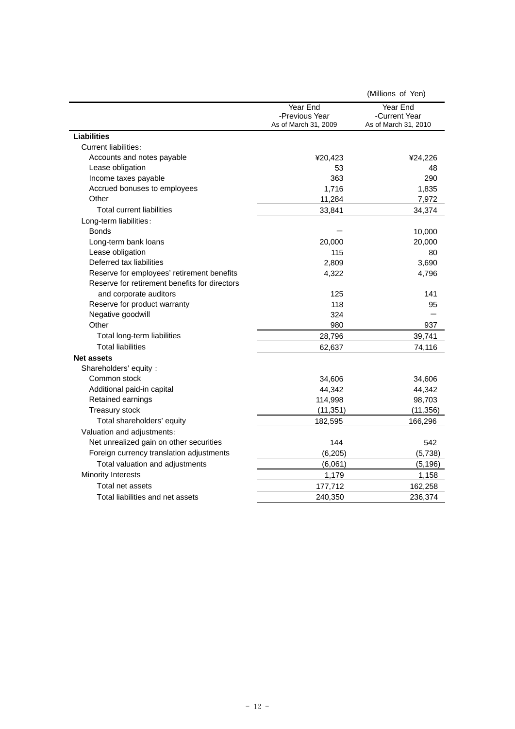(Millions of Yen)

| | Year End -Previous Year As of March 31, 2009 | Year End -Current Year As of March 31, 2010 |
|---|---|---|
| **Liabilities** | | |
| Current liabilities: | | |
| Accounts and notes payable | ¥20,423 | ¥24,226 |
| Lease obligation | 53 | 48 |
| Income taxes payable | 363 | 290 |
| Accrued bonuses to employees | 1,716 | 1,835 |
| Other | 11,284 | 7,972 |
| Total current liabilities | 33,841 | 34,374 |
| Long-term liabilities: | | |
| Bonds | ― | 10,000 |
| Long-term bank loans | 20,000 | 20,000 |
| Lease obligation | 115 | 80 |
| Deferred tax liabilities | 2,809 | 3,690 |
| Reserve for employees' retirement benefits | 4,322 | 4,796 |
| Reserve for retirement benefits for directors and corporate auditors | 125 | 141 |
| Reserve for product warranty | 118 | 95 |
| Negative goodwill | 324 | ― |
| Other | 980 | 937 |
| Total long-term liabilities | 28,796 | 39,741 |
| Total liabilities | 62,637 | 74,116 |
| **Net assets** | | |
| Shareholders' equity : | | |
| Common stock | 34,606 | 34,606 |
| Additional paid-in capital | 44,342 | 44,342 |
| Retained earnings | 114,998 | 98,703 |
| Treasury stock | (11,351) | (11,356) |
| Total shareholders' equity | 182,595 | 166,296 |
| Valuation and adjustments: | | |
| Net unrealized gain on other securities | 144 | 542 |
| Foreign currency translation adjustments | (6,205) | (5,738) |
| Total valuation and adjustments | (6,061) | (5,196) |
| Minority Interests | 1,179 | 1,158 |
| Total net assets | 177,712 | 162,258 |
| Total liabilities and net assets | 240,350 | 236,374 |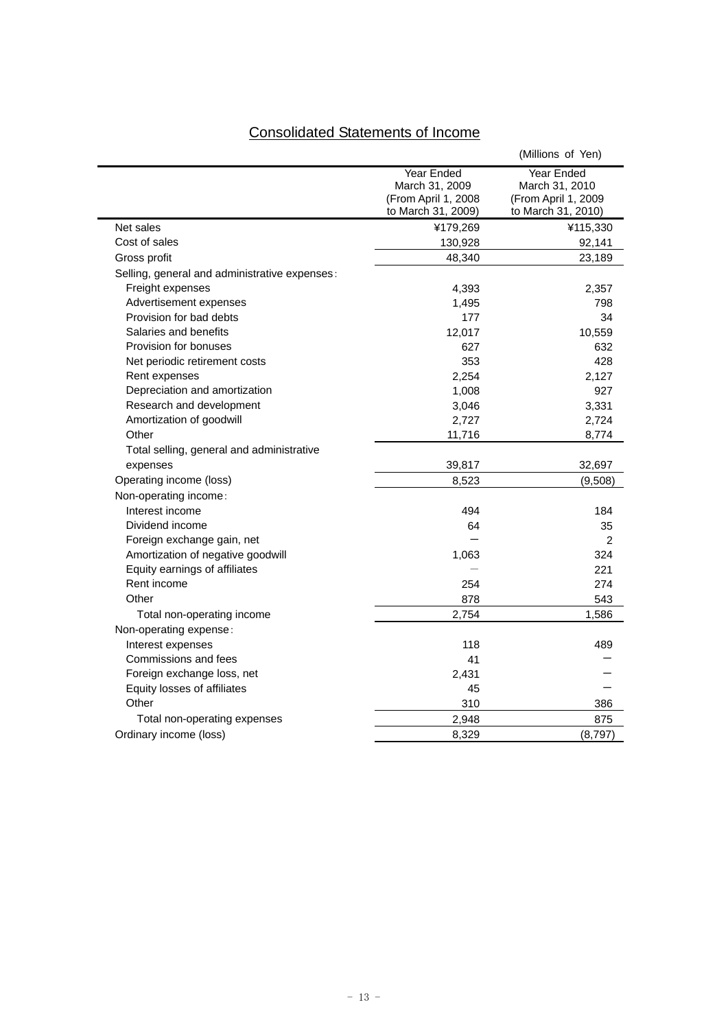## Consolidated Statements of Income

(Millions of Yen)

| | Year Ended March 31, 2009 (From April 1, 2008 to March 31, 2009) | Year Ended March 31, 2010 (From April 1, 2009 to March 31, 2010) |
|---|---|---|
| Net sales | ¥179,269 | ¥115,330 |
| Cost of sales | 130,928 | 92,141 |
| Gross profit | 48,340 | 23,189 |
| Selling, general and administrative expenses: | | |
| Freight expenses | 4,393 | 2,357 |
| Advertisement expenses | 1,495 | 798 |
| Provision for bad debts | 177 | 34 |
| Salaries and benefits | 12,017 | 10,559 |
| Provision for bonuses | 627 | 632 |
| Net periodic retirement costs | 353 | 428 |
| Rent expenses | 2,254 | 2,127 |
| Depreciation and amortization | 1,008 | 927 |
| Research and development | 3,046 | 3,331 |
| Amortization of goodwill | 2,727 | 2,724 |
| Other | 11,716 | 8,774 |
| Total selling, general and administrative expenses | 39,817 | 32,697 |
| Operating income (loss) | 8,523 | (9,508) |
| Non-operating income: | | |
| Interest income | 494 | 184 |
| Dividend income | 64 | 35 |
| Foreign exchange gain, net | ― | 2 |
| Amortization of negative goodwill | 1,063 | 324 |
| Equity earnings of affiliates | ― | 221 |
| Rent income | 254 | 274 |
| Other | 878 | 543 |
| Total non-operating income | 2,754 | 1,586 |
| Non-operating expense: | | |
| Interest expenses | 118 | 489 |
| Commissions and fees | 41 | ― |
| Foreign exchange loss, net | 2,431 | ― |
| Equity losses of affiliates | 45 | ― |
| Other | 310 | 386 |
| Total non-operating expenses | 2,948 | 875 |
| Ordinary income (loss) | 8,329 | (8,797) |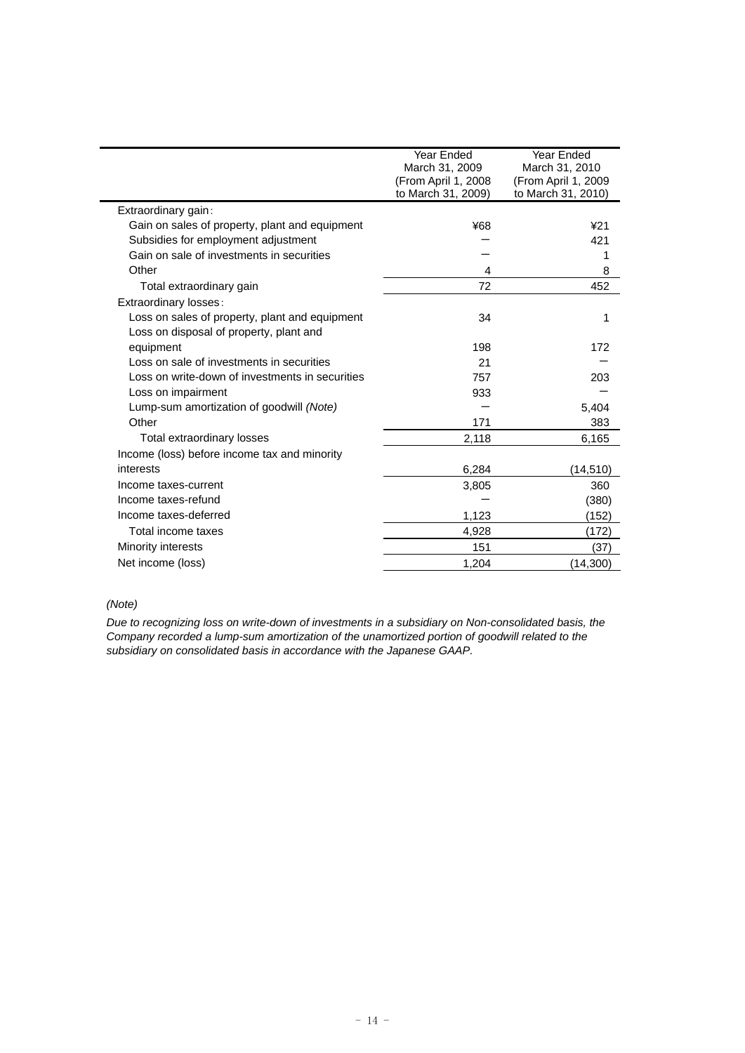| | Year Ended March 31, 2009 (From April 1, 2008 to March 31, 2009) | Year Ended March 31, 2010 (From April 1, 2009 to March 31, 2010) |
|---|---|---|
| Extraordinary gain: | | |
| Gain on sales of property, plant and equipment | ¥68 | ¥21 |
| Subsidies for employment adjustment | ― | 421 |
| Gain on sale of investments in securities | ― | 1 |
| Other | 4 | 8 |
| Total extraordinary gain | 72 | 452 |
| Extraordinary losses: | | |
| Loss on sales of property, plant and equipment | 34 | 1 |
| Loss on disposal of property, plant and equipment | 198 | 172 |
| Loss on sale of investments in securities | 21 | ― |
| Loss on write-down of investments in securities | 757 | 203 |
| Loss on impairment | 933 | ― |
| Lump-sum amortization of goodwill *(Note)* | ― | 5,404 |
| Other | 171 | 383 |
| Total extraordinary losses | 2,118 | 6,165 |
| Income (loss) before income tax and minority interests | 6,284 | (14,510) |
| Income taxes-current | 3,805 | 360 |
| Income taxes-refund | ― | (380) |
| Income taxes-deferred | 1,123 | (152) |
| Total income taxes | 4,928 | (172) |
| Minority interests | 151 | (37) |
| Net income (loss) | 1,204 | (14,300) |

*(Note)*

*Due to recognizing loss on write-down of investments in a subsidiary on Non-consolidated basis, the Company recorded a lump-sum amortization of the unamortized portion of goodwill related to the subsidiary on consolidated basis in accordance with the Japanese GAAP.*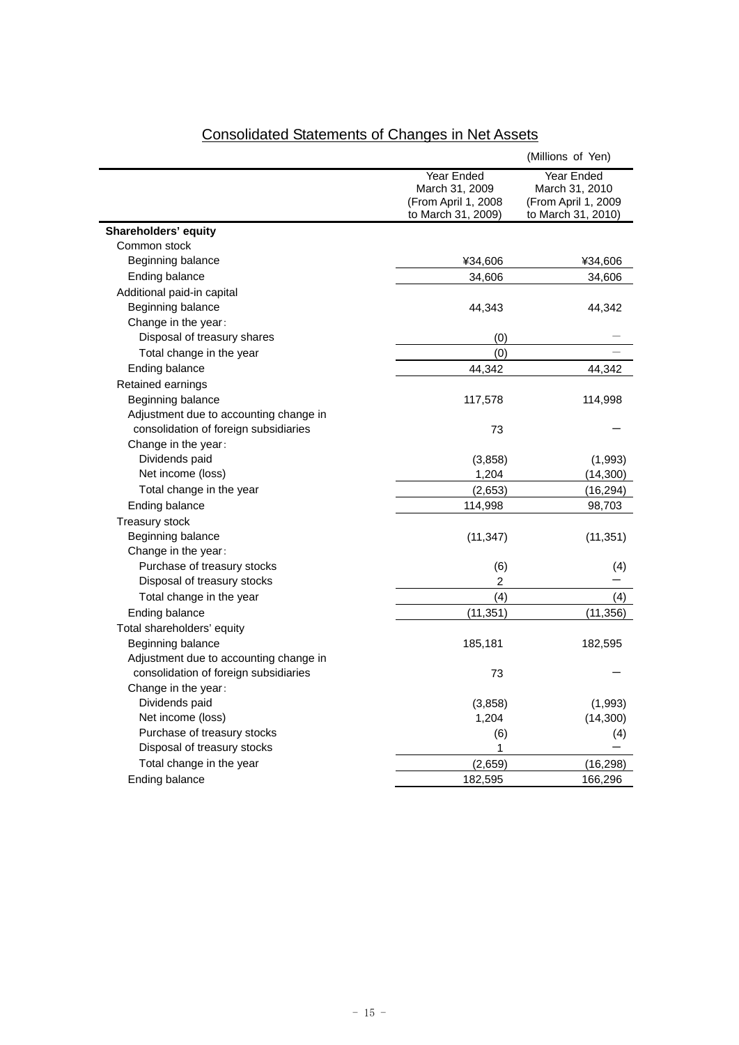# Consolidated Statements of Changes in Net Assets

(Millions of Yen)

| | Year Ended March 31, 2009 (From April 1, 2008 to March 31, 2009) | Year Ended March 31, 2010 (From April 1, 2009 to March 31, 2010) |
|---|---|---|
| **Shareholders' equity** | | |
| Common stock | | |
| Beginning balance | ¥34,606 | ¥34,606 |
| Ending balance | 34,606 | 34,606 |
| Additional paid-in capital | | |
| Beginning balance | 44,343 | 44,342 |
| Change in the year： | | |
| Disposal of treasury shares | (0) | — |
| Total change in the year | (0) | — |
| Ending balance | 44,342 | 44,342 |
| Retained earnings | | |
| Beginning balance | 117,578 | 114,998 |
| Adjustment due to accounting change in consolidation of foreign subsidiaries | 73 | — |
| Change in the year： | | |
| Dividends paid | (3,858) | (1,993) |
| Net income (loss) | 1,204 | (14,300) |
| Total change in the year | (2,653) | (16,294) |
| Ending balance | 114,998 | 98,703 |
| Treasury stock | | |
| Beginning balance | (11,347) | (11,351) |
| Change in the year： | | |
| Purchase of treasury stocks | (6) | (4) |
| Disposal of treasury stocks | 2 | — |
| Total change in the year | (4) | (4) |
| Ending balance | (11,351) | (11,356) |
| Total shareholders' equity | | |
| Beginning balance | 185,181 | 182,595 |
| Adjustment due to accounting change in consolidation of foreign subsidiaries | 73 | — |
| Change in the year： | | |
| Dividends paid | (3,858) | (1,993) |
| Net income (loss) | 1,204 | (14,300) |
| Purchase of treasury stocks | (6) | (4) |
| Disposal of treasury stocks | 1 | — |
| Total change in the year | (2,659) | (16,298) |
| Ending balance | 182,595 | 166,296 |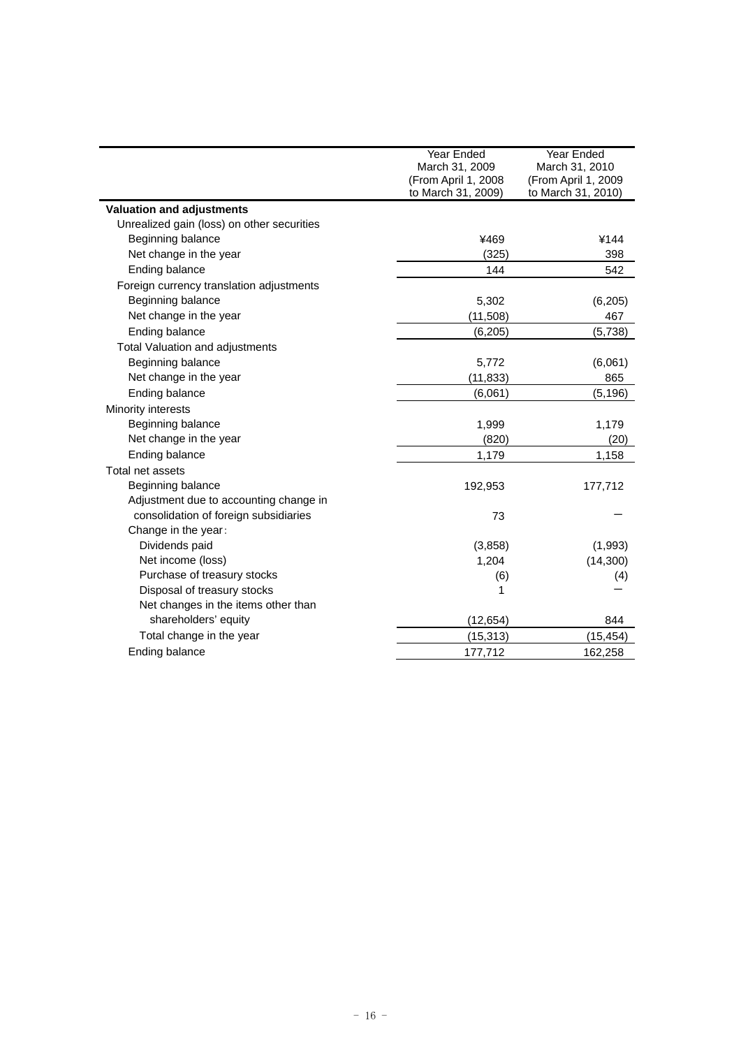| | Year Ended March 31, 2009 (From April 1, 2008 to March 31, 2009) | Year Ended March 31, 2010 (From April 1, 2009 to March 31, 2010) |
|---|---|---|
| **Valuation and adjustments** | | |
| Unrealized gain (loss) on other securities | | |
| Beginning balance | ¥469 | ¥144 |
| Net change in the year | (325) | 398 |
| Ending balance | 144 | 542 |
| Foreign currency translation adjustments | | |
| Beginning balance | 5,302 | (6,205) |
| Net change in the year | (11,508) | 467 |
| Ending balance | (6,205) | (5,738) |
| Total Valuation and adjustments | | |
| Beginning balance | 5,772 | (6,061) |
| Net change in the year | (11,833) | 865 |
| Ending balance | (6,061) | (5,196) |
| Minority interests | | |
| Beginning balance | 1,999 | 1,179 |
| Net change in the year | (820) | (20) |
| Ending balance | 1,179 | 1,158 |
| Total net assets | | |
| Beginning balance | 192,953 | 177,712 |
| Adjustment due to accounting change in consolidation of foreign subsidiaries | 73 | ― |
| Change in the year： | | |
| Dividends paid | (3,858) | (1,993) |
| Net income (loss) | 1,204 | (14,300) |
| Purchase of treasury stocks | (6) | (4) |
| Disposal of treasury stocks | 1 | ― |
| Net changes in the items other than shareholders' equity | (12,654) | 844 |
| Total change in the year | (15,313) | (15,454) |
| Ending balance | 177,712 | 162,258 |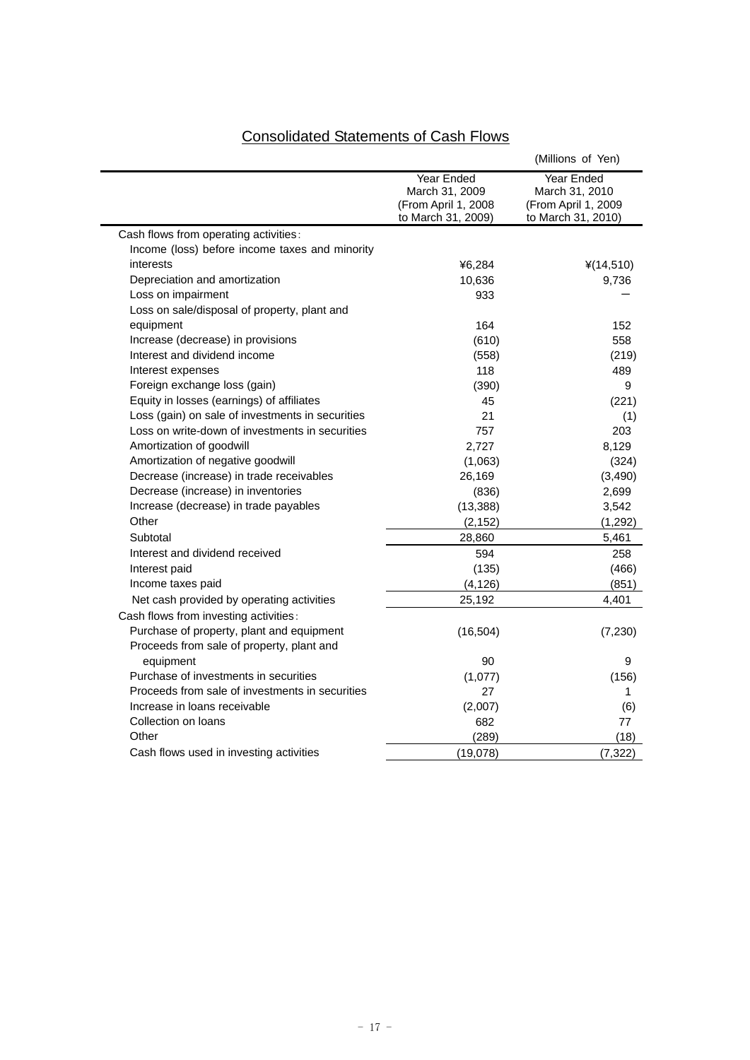## Consolidated Statements of Cash Flows

(Millions of Yen)

| | Year Ended March 31, 2009 (From April 1, 2008 to March 31, 2009) | Year Ended March 31, 2010 (From April 1, 2009 to March 31, 2010) |
|---|---|---|
| Cash flows from operating activities: | | |
| Income (loss) before income taxes and minority interests | ¥6,284 | ¥(14,510) |
| Depreciation and amortization | 10,636 | 9,736 |
| Loss on impairment | 933 | ― |
| Loss on sale/disposal of property, plant and equipment | 164 | 152 |
| Increase (decrease) in provisions | (610) | 558 |
| Interest and dividend income | (558) | (219) |
| Interest expenses | 118 | 489 |
| Foreign exchange loss (gain) | (390) | 9 |
| Equity in losses (earnings) of affiliates | 45 | (221) |
| Loss (gain) on sale of investments in securities | 21 | (1) |
| Loss on write-down of investments in securities | 757 | 203 |
| Amortization of goodwill | 2,727 | 8,129 |
| Amortization of negative goodwill | (1,063) | (324) |
| Decrease (increase) in trade receivables | 26,169 | (3,490) |
| Decrease (increase) in inventories | (836) | 2,699 |
| Increase (decrease) in trade payables | (13,388) | 3,542 |
| Other | (2,152) | (1,292) |
| Subtotal | 28,860 | 5,461 |
| Interest and dividend received | 594 | 258 |
| Interest paid | (135) | (466) |
| Income taxes paid | (4,126) | (851) |
| Net cash provided by operating activities | 25,192 | 4,401 |
| Cash flows from investing activities: | | |
| Purchase of property, plant and equipment | (16,504) | (7,230) |
| Proceeds from sale of property, plant and equipment | 90 | 9 |
| Purchase of investments in securities | (1,077) | (156) |
| Proceeds from sale of investments in securities | 27 | 1 |
| Increase in loans receivable | (2,007) | (6) |
| Collection on loans | 682 | 77 |
| Other | (289) | (18) |
| Cash flows used in investing activities | (19,078) | (7,322) |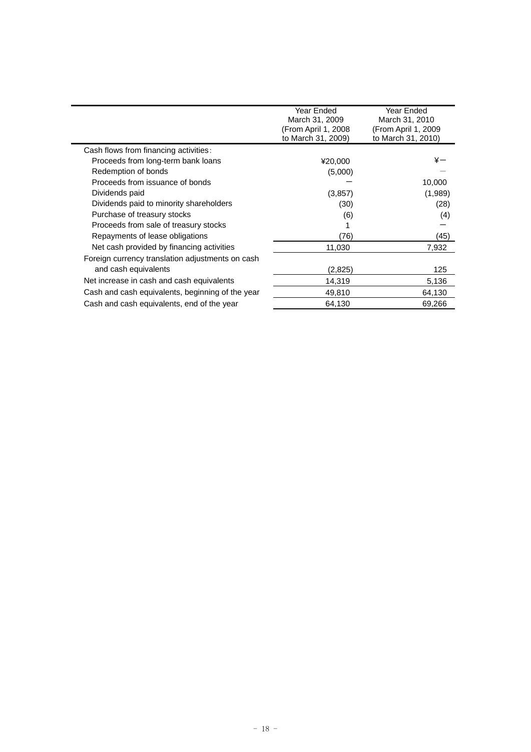| | Year Ended March 31, 2009 (From April 1, 2008 to March 31, 2009) | Year Ended March 31, 2010 (From April 1, 2009 to March 31, 2010) |
|---|---|---|
| Cash flows from financing activities: | | |
| Proceeds from long-term bank loans | ¥20,000 | ¥ー |
| Redemption of bonds | (5,000) | ― |
| Proceeds from issuance of bonds | ー | 10,000 |
| Dividends paid | (3,857) | (1,989) |
| Dividends paid to minority shareholders | (30) | (28) |
| Purchase of treasury stocks | (6) | (4) |
| Proceeds from sale of treasury stocks | 1 | ー |
| Repayments of lease obligations | (76) | (45) |
| Net cash provided by financing activities | 11,030 | 7,932 |
| Foreign currency translation adjustments on cash and cash equivalents | (2,825) | 125 |
| Net increase in cash and cash equivalents | 14,319 | 5,136 |
| Cash and cash equivalents, beginning of the year | 49,810 | 64,130 |
| Cash and cash equivalents, end of the year | 64,130 | 69,266 |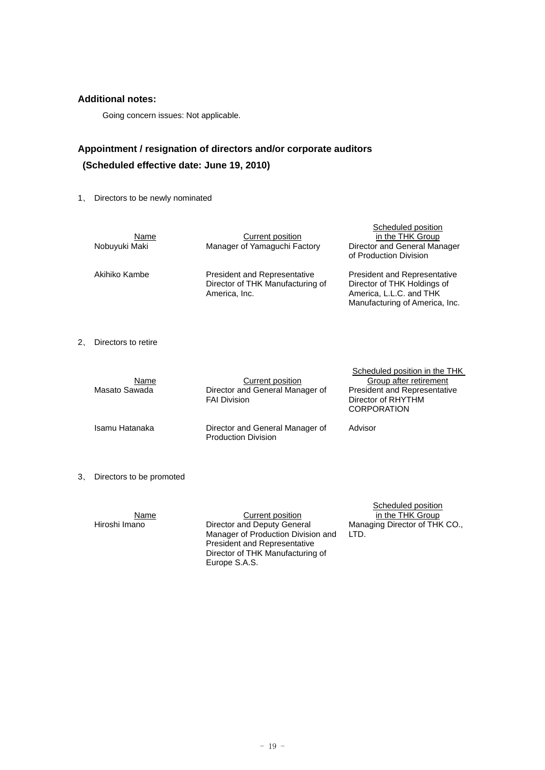## Additional notes:

Going concern issues: Not applicable.

## Appointment / resignation of directors and/or corporate auditors
## (Scheduled effective date: June 19, 2010)

1、 Directors to be newly nominated

| Name | Current position | Scheduled position in the THK Group |
|---|---|---|
| Nobuyuki Maki | Manager of Yamaguchi Factory | Director and General Manager of Production Division |
| Akihiko Kambe | President and Representative Director of THK Manufacturing of America, Inc. | President and Representative Director of THK Holdings of America, L.L.C. and THK Manufacturing of America, Inc. |

2、 Directors to retire

| Name | Current position | Scheduled position in the THK Group after retirement |
|---|---|---|
| Masato Sawada | Director and General Manager of FAI Division | President and Representative Director of RHYTHM CORPORATION |
| Isamu Hatanaka | Director and General Manager of Production Division | Advisor |

3、 Directors to be promoted

| Name | Current position | Scheduled position in the THK Group |
|---|---|---|
| Hiroshi Imano | Director and Deputy General Manager of Production Division and President and Representative Director of THK Manufacturing of Europe S.A.S. | Managing Director of THK CO., LTD. |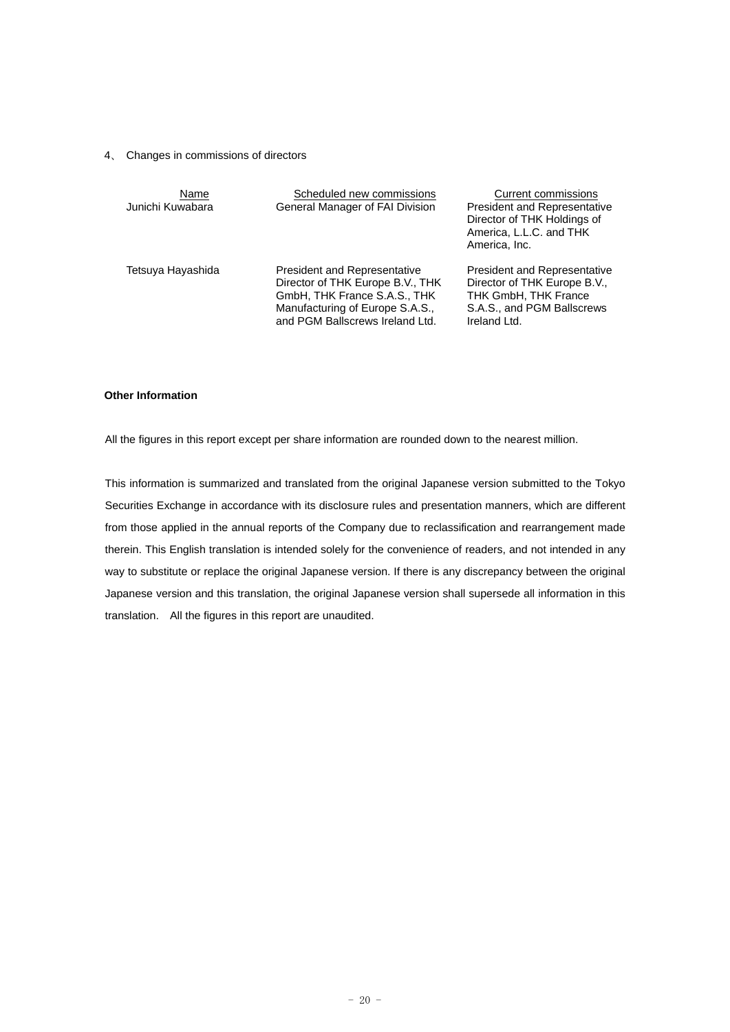4、 Changes in commissions of directors

| Name | Scheduled new commissions | Current commissions |
|---|---|---|
| Junichi Kuwabara | General Manager of FAI Division | President and Representative Director of THK Holdings of America, L.L.C. and THK America, Inc. |
| Tetsuya Hayashida | President and Representative Director of THK Europe B.V., THK GmbH, THK France S.A.S., THK Manufacturing of Europe S.A.S., and PGM Ballscrews Ireland Ltd. | President and Representative Director of THK Europe B.V., THK GmbH, THK France S.A.S., and PGM Ballscrews Ireland Ltd. |

**Other Information**

All the figures in this report except per share information are rounded down to the nearest million.

This information is summarized and translated from the original Japanese version submitted to the Tokyo Securities Exchange in accordance with its disclosure rules and presentation manners, which are different from those applied in the annual reports of the Company due to reclassification and rearrangement made therein. This English translation is intended solely for the convenience of readers, and not intended in any way to substitute or replace the original Japanese version. If there is any discrepancy between the original Japanese version and this translation, the original Japanese version shall supersede all information in this translation. All the figures in this report are unaudited.